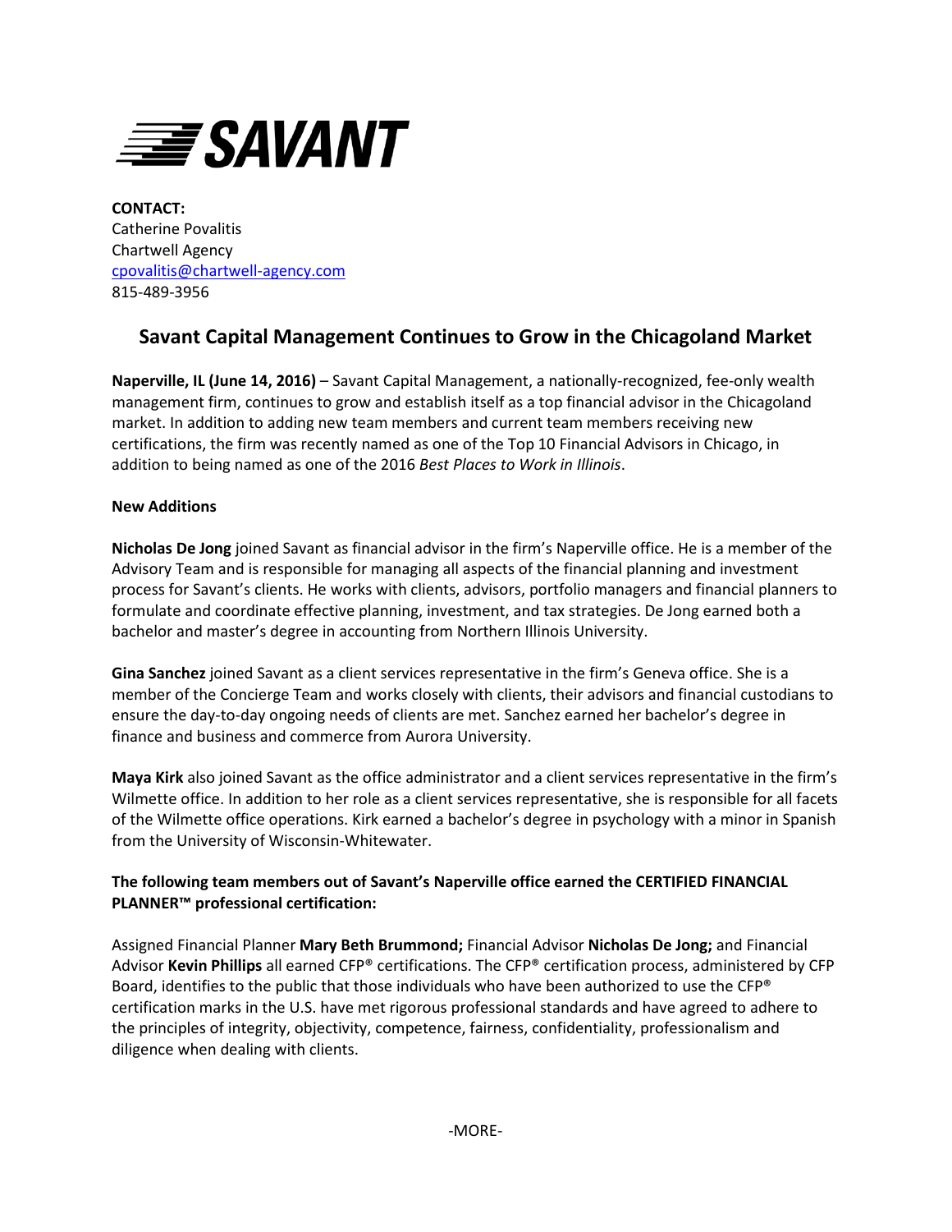**SAVANT**

**CONTACT:**
Catherine Povalitis
Chartwell Agency
cpovalitis@chartwell-agency.com
815-489-3956

## Savant Capital Management Continues to Grow in the Chicagoland Market

**Naperville, IL (June 14, 2016)** – Savant Capital Management, a nationally-recognized, fee-only wealth management firm, continues to grow and establish itself as a top financial advisor in the Chicagoland market. In addition to adding new team members and current team members receiving new certifications, the firm was recently named as one of the Top 10 Financial Advisors in Chicago, in addition to being named as one of the 2016 *Best Places to Work in Illinois*.

**New Additions**

**Nicholas De Jong** joined Savant as financial advisor in the firm's Naperville office. He is a member of the Advisory Team and is responsible for managing all aspects of the financial planning and investment process for Savant's clients. He works with clients, advisors, portfolio managers and financial planners to formulate and coordinate effective planning, investment, and tax strategies. De Jong earned both a bachelor and master's degree in accounting from Northern Illinois University.

**Gina Sanchez** joined Savant as a client services representative in the firm's Geneva office. She is a member of the Concierge Team and works closely with clients, their advisors and financial custodians to ensure the day-to-day ongoing needs of clients are met. Sanchez earned her bachelor's degree in finance and business and commerce from Aurora University.

**Maya Kirk** also joined Savant as the office administrator and a client services representative in the firm's Wilmette office. In addition to her role as a client services representative, she is responsible for all facets of the Wilmette office operations. Kirk earned a bachelor's degree in psychology with a minor in Spanish from the University of Wisconsin-Whitewater.

**The following team members out of Savant's Naperville office earned the CERTIFIED FINANCIAL PLANNER™ professional certification:**

Assigned Financial Planner **Mary Beth Brummond;** Financial Advisor **Nicholas De Jong;** and Financial Advisor **Kevin Phillips** all earned CFP® certifications. The CFP® certification process, administered by CFP Board, identifies to the public that those individuals who have been authorized to use the CFP® certification marks in the U.S. have met rigorous professional standards and have agreed to adhere to the principles of integrity, objectivity, competence, fairness, confidentiality, professionalism and diligence when dealing with clients.

-MORE-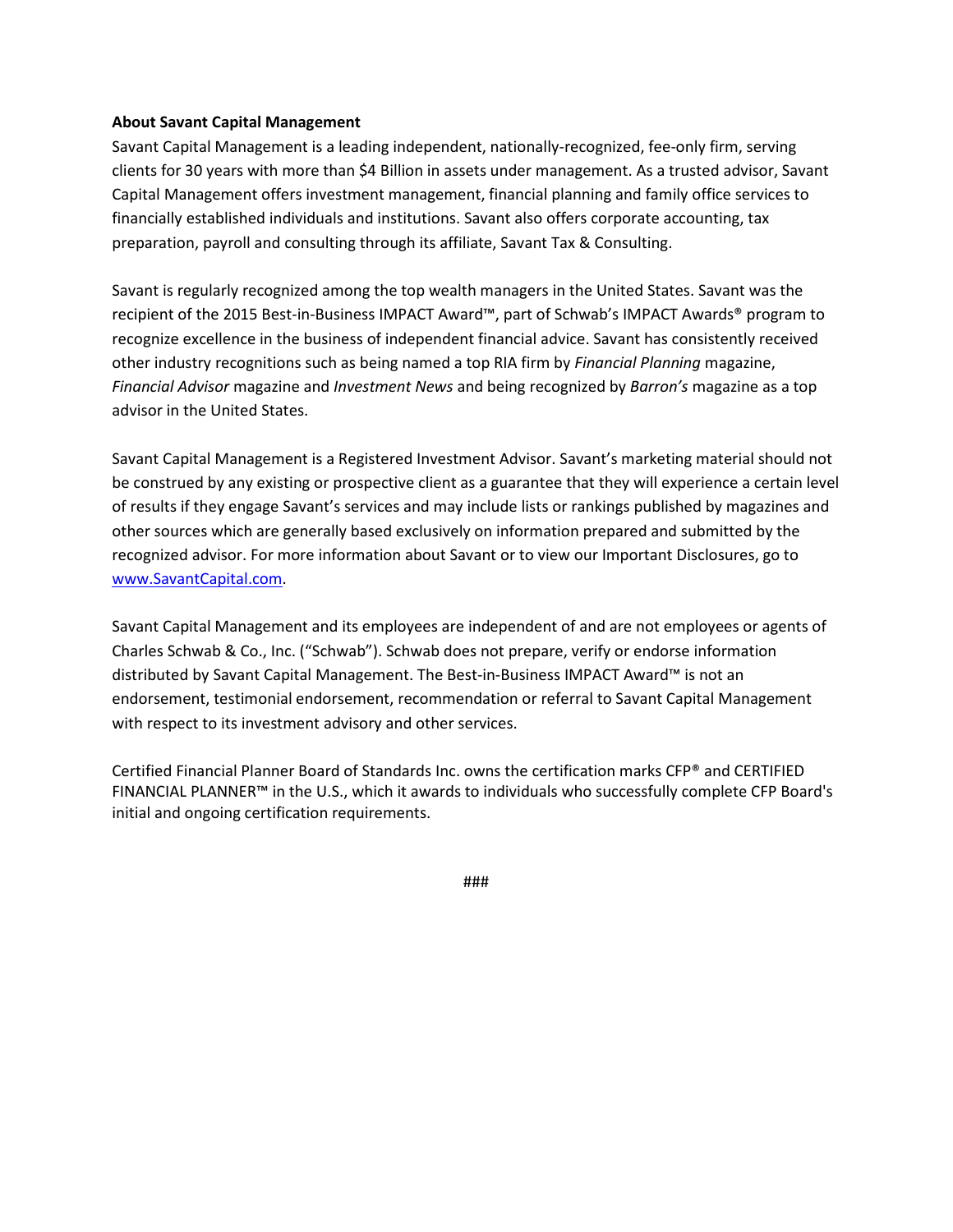**About Savant Capital Management**

Savant Capital Management is a leading independent, nationally-recognized, fee-only firm, serving clients for 30 years with more than $4 Billion in assets under management. As a trusted advisor, Savant Capital Management offers investment management, financial planning and family office services to financially established individuals and institutions. Savant also offers corporate accounting, tax preparation, payroll and consulting through its affiliate, Savant Tax & Consulting.

Savant is regularly recognized among the top wealth managers in the United States. Savant was the recipient of the 2015 Best-in-Business IMPACT Award™, part of Schwab's IMPACT Awards® program to recognize excellence in the business of independent financial advice. Savant has consistently received other industry recognitions such as being named a top RIA firm by *Financial Planning* magazine, *Financial Advisor* magazine and *Investment News* and being recognized by *Barron's* magazine as a top advisor in the United States.

Savant Capital Management is a Registered Investment Advisor. Savant's marketing material should not be construed by any existing or prospective client as a guarantee that they will experience a certain level of results if they engage Savant's services and may include lists or rankings published by magazines and other sources which are generally based exclusively on information prepared and submitted by the recognized advisor. For more information about Savant or to view our Important Disclosures, go to [www.SavantCapital.com](http://www.SavantCapital.com).

Savant Capital Management and its employees are independent of and are not employees or agents of Charles Schwab & Co., Inc. ("Schwab"). Schwab does not prepare, verify or endorse information distributed by Savant Capital Management. The Best-in-Business IMPACT Award™ is not an endorsement, testimonial endorsement, recommendation or referral to Savant Capital Management with respect to its investment advisory and other services.

Certified Financial Planner Board of Standards Inc. owns the certification marks CFP® and CERTIFIED FINANCIAL PLANNER™ in the U.S., which it awards to individuals who successfully complete CFP Board's initial and ongoing certification requirements.

###